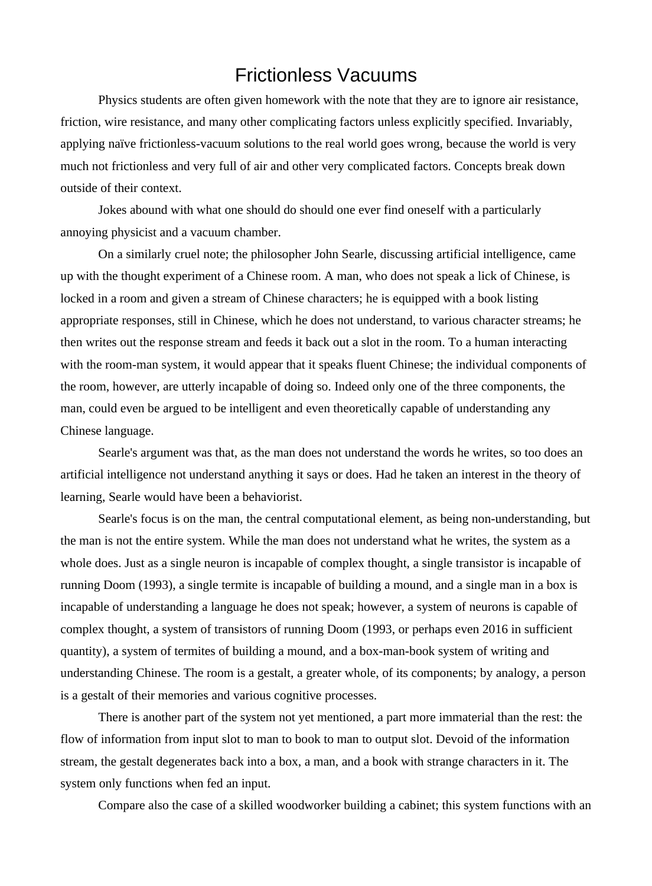# Frictionless Vacuums

Physics students are often given homework with the note that they are to ignore air resistance, friction, wire resistance, and many other complicating factors unless explicitly specified. Invariably, applying naïve frictionless-vacuum solutions to the real world goes wrong, because the world is very much not frictionless and very full of air and other very complicated factors. Concepts break down outside of their context.

Jokes abound with what one should do should one ever find oneself with a particularly annoying physicist and a vacuum chamber.

On a similarly cruel note; the philosopher John Searle, discussing artificial intelligence, came up with the thought experiment of a Chinese room. A man, who does not speak a lick of Chinese, is locked in a room and given a stream of Chinese characters; he is equipped with a book listing appropriate responses, still in Chinese, which he does not understand, to various character streams; he then writes out the response stream and feeds it back out a slot in the room. To a human interacting with the room-man system, it would appear that it speaks fluent Chinese; the individual components of the room, however, are utterly incapable of doing so. Indeed only one of the three components, the man, could even be argued to be intelligent and even theoretically capable of understanding any Chinese language.

Searle's argument was that, as the man does not understand the words he writes, so too does an artificial intelligence not understand anything it says or does. Had he taken an interest in the theory of learning, Searle would have been a behaviorist.

Searle's focus is on the man, the central computational element, as being non-understanding, but the man is not the entire system. While the man does not understand what he writes, the system as a whole does. Just as a single neuron is incapable of complex thought, a single transistor is incapable of running Doom (1993), a single termite is incapable of building a mound, and a single man in a box is incapable of understanding a language he does not speak; however, a system of neurons is capable of complex thought, a system of transistors of running Doom (1993, or perhaps even 2016 in sufficient quantity), a system of termites of building a mound, and a box-man-book system of writing and understanding Chinese. The room is a gestalt, a greater whole, of its components; by analogy, a person is a gestalt of their memories and various cognitive processes.

There is another part of the system not yet mentioned, a part more immaterial than the rest: the flow of information from input slot to man to book to man to output slot. Devoid of the information stream, the gestalt degenerates back into a box, a man, and a book with strange characters in it. The system only functions when fed an input.

Compare also the case of a skilled woodworker building a cabinet; this system functions with an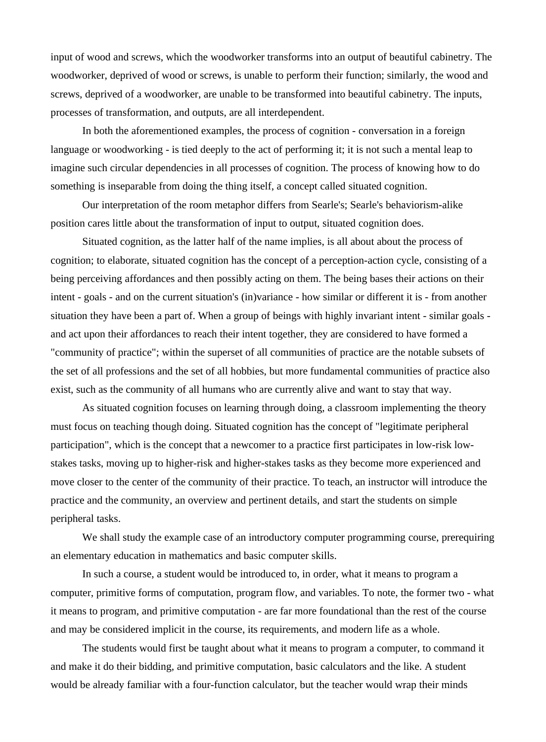input of wood and screws, which the woodworker transforms into an output of beautiful cabinetry. The woodworker, deprived of wood or screws, is unable to perform their function; similarly, the wood and screws, deprived of a woodworker, are unable to be transformed into beautiful cabinetry. The inputs, processes of transformation, and outputs, are all interdependent.

In both the aforementioned examples, the process of cognition - conversation in a foreign language or woodworking - is tied deeply to the act of performing it; it is not such a mental leap to imagine such circular dependencies in all processes of cognition. The process of knowing how to do something is inseparable from doing the thing itself, a concept called situated cognition.

Our interpretation of the room metaphor differs from Searle's; Searle's behaviorism-alike position cares little about the transformation of input to output, situated cognition does.

Situated cognition, as the latter half of the name implies, is all about about the process of cognition; to elaborate, situated cognition has the concept of a perception-action cycle, consisting of a being perceiving affordances and then possibly acting on them. The being bases their actions on their intent - goals - and on the current situation's (in)variance - how similar or different it is - from another situation they have been a part of. When a group of beings with highly invariant intent - similar goals - and act upon their affordances to reach their intent together, they are considered to have formed a "community of practice"; within the superset of all communities of practice are the notable subsets of the set of all professions and the set of all hobbies, but more fundamental communities of practice also exist, such as the community of all humans who are currently alive and want to stay that way.

As situated cognition focuses on learning through doing, a classroom implementing the theory must focus on teaching though doing. Situated cognition has the concept of "legitimate peripheral participation", which is the concept that a newcomer to a practice first participates in low-risk low-stakes tasks, moving up to higher-risk and higher-stakes tasks as they become more experienced and move closer to the center of the community of their practice. To teach, an instructor will introduce the practice and the community, an overview and pertinent details, and start the students on simple peripheral tasks.

We shall study the example case of an introductory computer programming course, prerequiring an elementary education in mathematics and basic computer skills.

In such a course, a student would be introduced to, in order, what it means to program a computer, primitive forms of computation, program flow, and variables. To note, the former two - what it means to program, and primitive computation - are far more foundational than the rest of the course and may be considered implicit in the course, its requirements, and modern life as a whole.

The students would first be taught about what it means to program a computer, to command it and make it do their bidding, and primitive computation, basic calculators and the like. A student would be already familiar with a four-function calculator, but the teacher would wrap their minds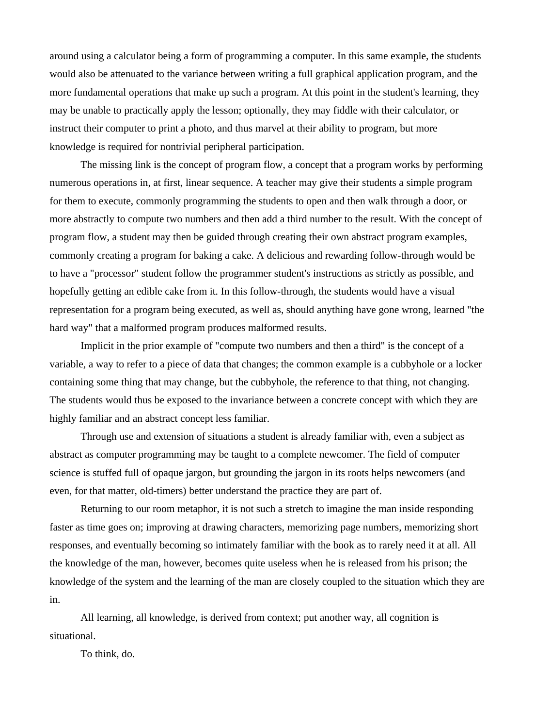around using a calculator being a form of programming a computer. In this same example, the students would also be attenuated to the variance between writing a full graphical application program, and the more fundamental operations that make up such a program. At this point in the student's learning, they may be unable to practically apply the lesson; optionally, they may fiddle with their calculator, or instruct their computer to print a photo, and thus marvel at their ability to program, but more knowledge is required for nontrivial peripheral participation.

The missing link is the concept of program flow, a concept that a program works by performing numerous operations in, at first, linear sequence. A teacher may give their students a simple program for them to execute, commonly programming the students to open and then walk through a door, or more abstractly to compute two numbers and then add a third number to the result. With the concept of program flow, a student may then be guided through creating their own abstract program examples, commonly creating a program for baking a cake. A delicious and rewarding follow-through would be to have a "processor" student follow the programmer student's instructions as strictly as possible, and hopefully getting an edible cake from it. In this follow-through, the students would have a visual representation for a program being executed, as well as, should anything have gone wrong, learned "the hard way" that a malformed program produces malformed results.

Implicit in the prior example of "compute two numbers and then a third" is the concept of a variable, a way to refer to a piece of data that changes; the common example is a cubbyhole or a locker containing some thing that may change, but the cubbyhole, the reference to that thing, not changing. The students would thus be exposed to the invariance between a concrete concept with which they are highly familiar and an abstract concept less familiar.

Through use and extension of situations a student is already familiar with, even a subject as abstract as computer programming may be taught to a complete newcomer. The field of computer science is stuffed full of opaque jargon, but grounding the jargon in its roots helps newcomers (and even, for that matter, old-timers) better understand the practice they are part of.

Returning to our room metaphor, it is not such a stretch to imagine the man inside responding faster as time goes on; improving at drawing characters, memorizing page numbers, memorizing short responses, and eventually becoming so intimately familiar with the book as to rarely need it at all. All the knowledge of the man, however, becomes quite useless when he is released from his prison; the knowledge of the system and the learning of the man are closely coupled to the situation which they are in.

All learning, all knowledge, is derived from context; put another way, all cognition is situational.

To think, do.